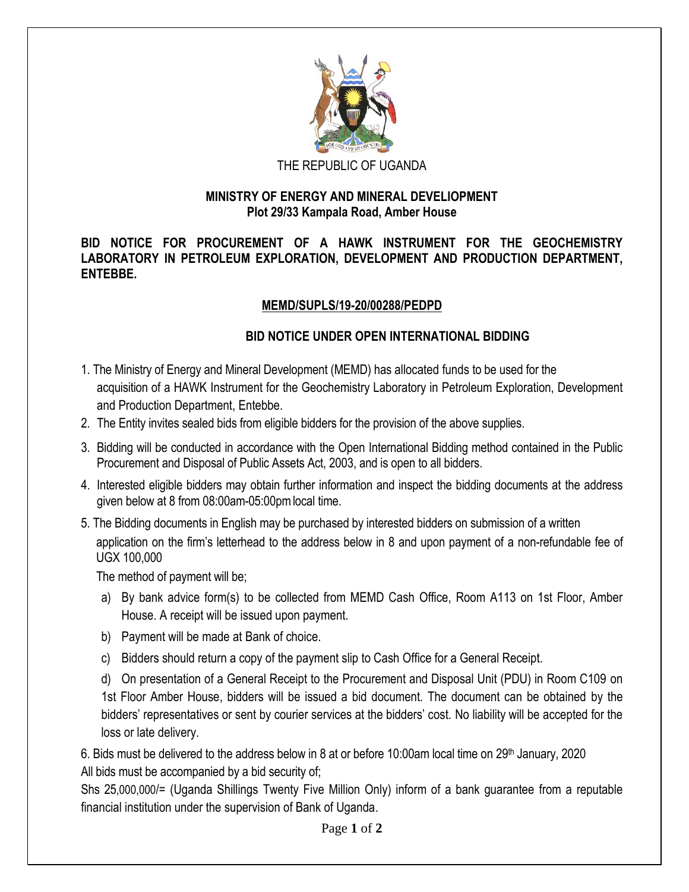THE REPUBLIC OF UGANDA

**MINISTRY OF ENERGY AND MINERAL DEVELIOPMENT**
**Plot 29/33 Kampala Road, Amber House**

**BID NOTICE FOR PROCUREMENT OF A HAWK INSTRUMENT FOR THE GEOCHEMISTRY LABORATORY IN PETROLEUM EXPLORATION, DEVELOPMENT AND PRODUCTION DEPARTMENT, ENTEBBE.**

**MEMD/SUPLS/19-20/00288/PEDPD**

**BID NOTICE UNDER OPEN INTERNATIONAL BIDDING**

1. The Ministry of Energy and Mineral Development (MEMD) has allocated funds to be used for the acquisition of a HAWK Instrument for the Geochemistry Laboratory in Petroleum Exploration, Development and Production Department, Entebbe.
2. The Entity invites sealed bids from eligible bidders for the provision of the above supplies.
3. Bidding will be conducted in accordance with the Open International Bidding method contained in the Public Procurement and Disposal of Public Assets Act, 2003, and is open to all bidders.
4. Interested eligible bidders may obtain further information and inspect the bidding documents at the address given below at 8 from 08:00am-05:00pm local time.
5. The Bidding documents in English may be purchased by interested bidders on submission of a written application on the firm's letterhead to the address below in 8 and upon payment of a non-refundable fee of UGX 100,000

   The method of payment will be;

   a) By bank advice form(s) to be collected from MEMD Cash Office, Room A113 on 1st Floor, Amber House. A receipt will be issued upon payment.
   b) Payment will be made at Bank of choice.
   c) Bidders should return a copy of the payment slip to Cash Office for a General Receipt.
   d) On presentation of a General Receipt to the Procurement and Disposal Unit (PDU) in Room C109 on 1st Floor Amber House, bidders will be issued a bid document. The document can be obtained by the bidders' representatives or sent by courier services at the bidders' cost. No liability will be accepted for the loss or late delivery.

6. Bids must be delivered to the address below in 8 at or before 10:00am local time on 29th January, 2020

All bids must be accompanied by a bid security of;

Shs 25,000,000/= (Uganda Shillings Twenty Five Million Only) inform of a bank guarantee from a reputable financial institution under the supervision of Bank of Uganda.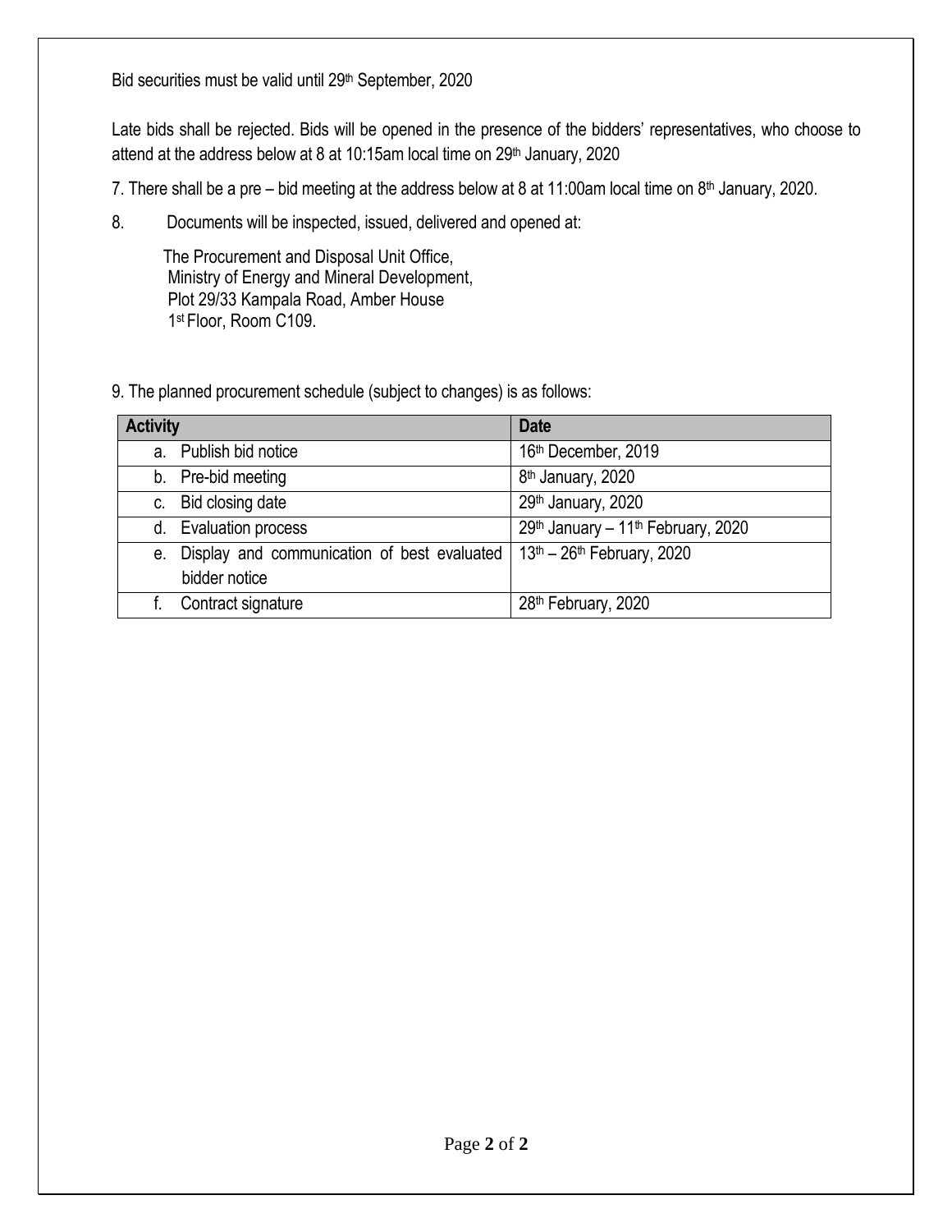Bid securities must be valid until 29th September, 2020

Late bids shall be rejected. Bids will be opened in the presence of the bidders' representatives, who choose to attend at the address below at 8 at 10:15am local time on 29th January, 2020

7. There shall be a pre – bid meeting at the address below at 8 at 11:00am local time on 8th January, 2020.

8. Documents will be inspected, issued, delivered and opened at:

The Procurement and Disposal Unit Office,
Ministry of Energy and Mineral Development,
Plot 29/33 Kampala Road, Amber House
1st Floor, Room C109.

9. The planned procurement schedule (subject to changes) is as follows:

| Activity | Date |
|---|---|
| a. Publish bid notice | 16th December, 2019 |
| b. Pre-bid meeting | 8th January, 2020 |
| c. Bid closing date | 29th January, 2020 |
| d. Evaluation process | 29th January – 11th February, 2020 |
| e. Display and communication of best evaluated bidder notice | 13th – 26th February, 2020 |
| f. Contract signature | 28th February, 2020 |